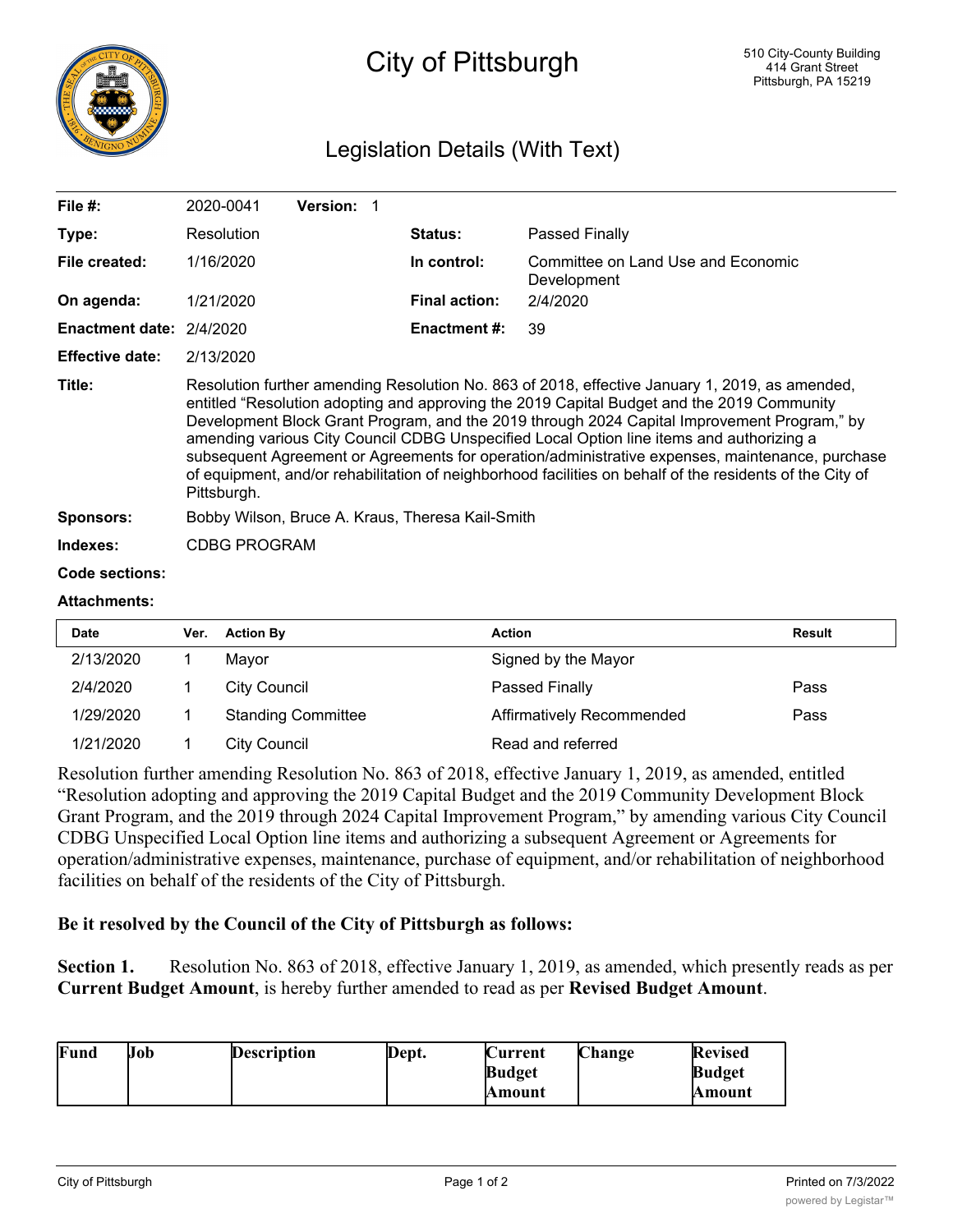# City of Pittsburgh

510 City-County Building
414 Grant Street
Pittsburgh, PA 15219

## Legislation Details (With Text)

| | | | |
|---|---|---|---|
| **File #:** | 2020-0041 **Version:** 1 | | |
| **Type:** | Resolution | **Status:** | Passed Finally |
| **File created:** | 1/16/2020 | **In control:** | Committee on Land Use and Economic Development |
| **On agenda:** | 1/21/2020 | **Final action:** | 2/4/2020 |
| **Enactment date:** | 2/4/2020 | **Enactment #:** | 39 |
| **Effective date:** | 2/13/2020 | | |

**Title:** Resolution further amending Resolution No. 863 of 2018, effective January 1, 2019, as amended, entitled "Resolution adopting and approving the 2019 Capital Budget and the 2019 Community Development Block Grant Program, and the 2019 through 2024 Capital Improvement Program," by amending various City Council CDBG Unspecified Local Option line items and authorizing a subsequent Agreement or Agreements for operation/administrative expenses, maintenance, purchase of equipment, and/or rehabilitation of neighborhood facilities on behalf of the residents of the City of Pittsburgh.

**Sponsors:** Bobby Wilson, Bruce A. Kraus, Theresa Kail-Smith

**Indexes:** CDBG PROGRAM

**Code sections:**

**Attachments:**

| Date | Ver. | Action By | Action | Result |
|---|---|---|---|---|
| 2/13/2020 | 1 | Mayor | Signed by the Mayor | |
| 2/4/2020 | 1 | City Council | Passed Finally | Pass |
| 1/29/2020 | 1 | Standing Committee | Affirmatively Recommended | Pass |
| 1/21/2020 | 1 | City Council | Read and referred | |

Resolution further amending Resolution No. 863 of 2018, effective January 1, 2019, as amended, entitled "Resolution adopting and approving the 2019 Capital Budget and the 2019 Community Development Block Grant Program, and the 2019 through 2024 Capital Improvement Program," by amending various City Council CDBG Unspecified Local Option line items and authorizing a subsequent Agreement or Agreements for operation/administrative expenses, maintenance, purchase of equipment, and/or rehabilitation of neighborhood facilities on behalf of the residents of the City of Pittsburgh.

**Be it resolved by the Council of the City of Pittsburgh as follows:**

**Section 1.** Resolution No. 863 of 2018, effective January 1, 2019, as amended, which presently reads as per **Current Budget Amount**, is hereby further amended to read as per **Revised Budget Amount**.

| Fund | Job | Description | Dept. | Current Budget Amount | Change | Revised Budget Amount |
|---|---|---|---|---|---|---|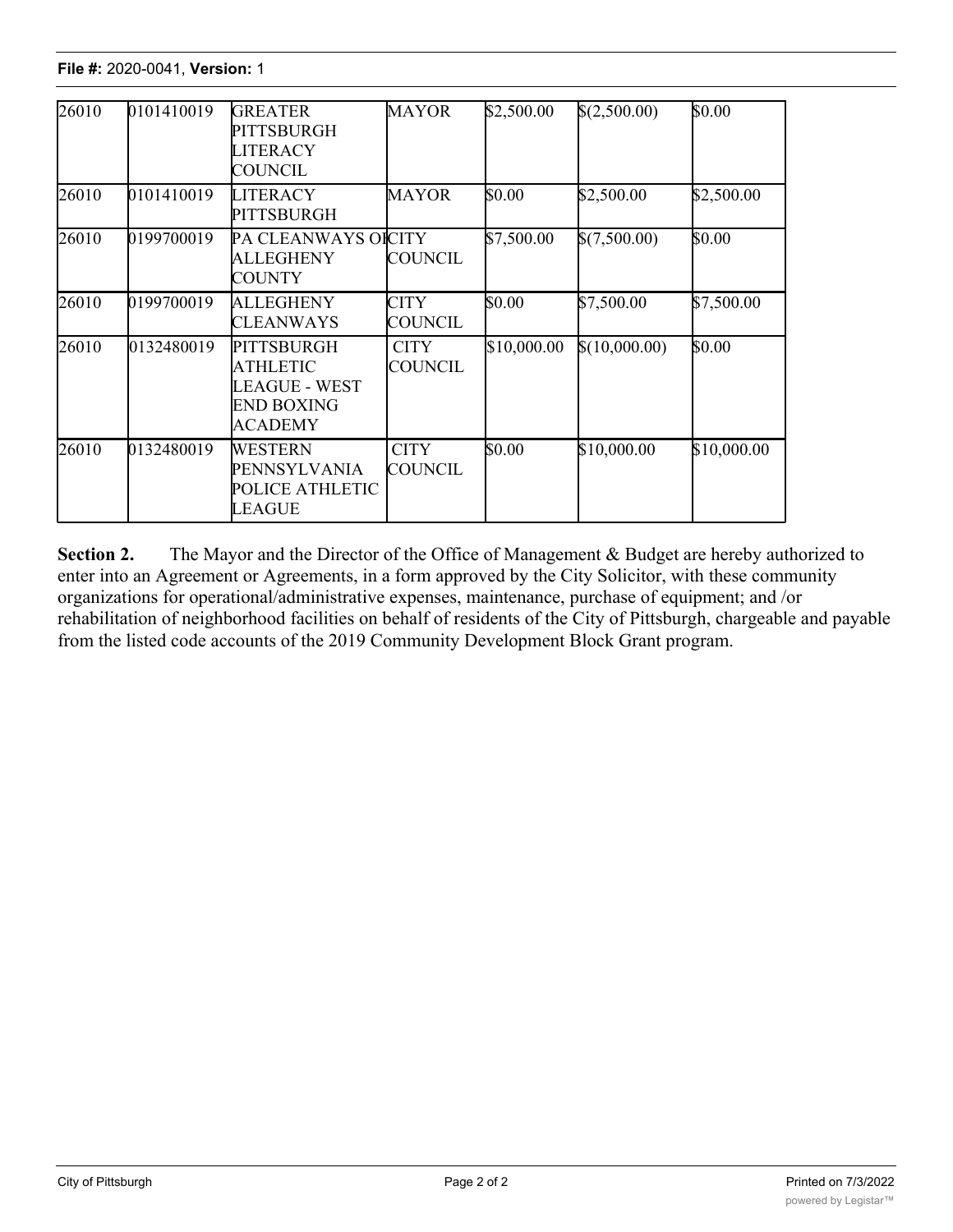| | | | | | | |
|---|---|---|---|---|---|---|
| 26010 | 0101410019 | GREATER PITTSBURGH LITERACY COUNCIL | MAYOR | $2,500.00 | $(2,500.00) | $0.00 |
| 26010 | 0101410019 | LITERACY PITTSBURGH | MAYOR | $0.00 | $2,500.00 | $2,500.00 |
| 26010 | 0199700019 | PA CLEANWAYS OF ALLEGHENY COUNTY | CITY COUNCIL | $7,500.00 | $(7,500.00) | $0.00 |
| 26010 | 0199700019 | ALLEGHENY CLEANWAYS | CITY COUNCIL | $0.00 | $7,500.00 | $7,500.00 |
| 26010 | 0132480019 | PITTSBURGH ATHLETIC LEAGUE - WEST END BOXING ACADEMY | CITY COUNCIL | $10,000.00 | $(10,000.00) | $0.00 |
| 26010 | 0132480019 | WESTERN PENNSYLVANIA POLICE ATHLETIC LEAGUE | CITY COUNCIL | $0.00 | $10,000.00 | $10,000.00 |

**Section 2.** The Mayor and the Director of the Office of Management & Budget are hereby authorized to enter into an Agreement or Agreements, in a form approved by the City Solicitor, with these community organizations for operational/administrative expenses, maintenance, purchase of equipment; and /or rehabilitation of neighborhood facilities on behalf of residents of the City of Pittsburgh, chargeable and payable from the listed code accounts of the 2019 Community Development Block Grant program.